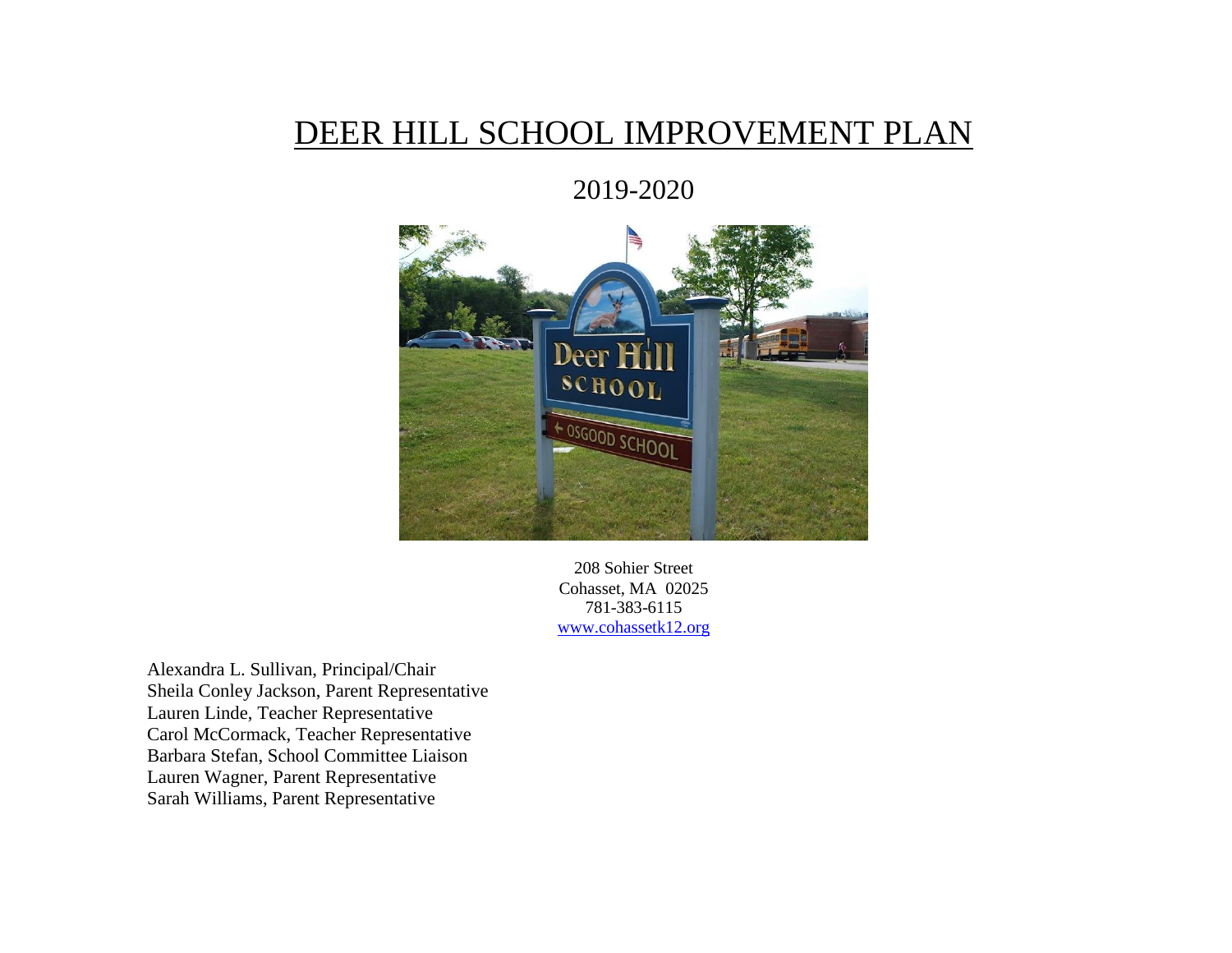# DEER HILL SCHOOL IMPROVEMENT PLAN

## 2019-2020

208 Sohier Street
Cohasset, MA 02025
781-383-6115
[www.cohassetk12.org](http://www.cohassetk12.org)

Alexandra L. Sullivan, Principal/Chair
Sheila Conley Jackson, Parent Representative
Lauren Linde, Teacher Representative
Carol McCormack, Teacher Representative
Barbara Stefan, School Committee Liaison
Lauren Wagner, Parent Representative
Sarah Williams, Parent Representative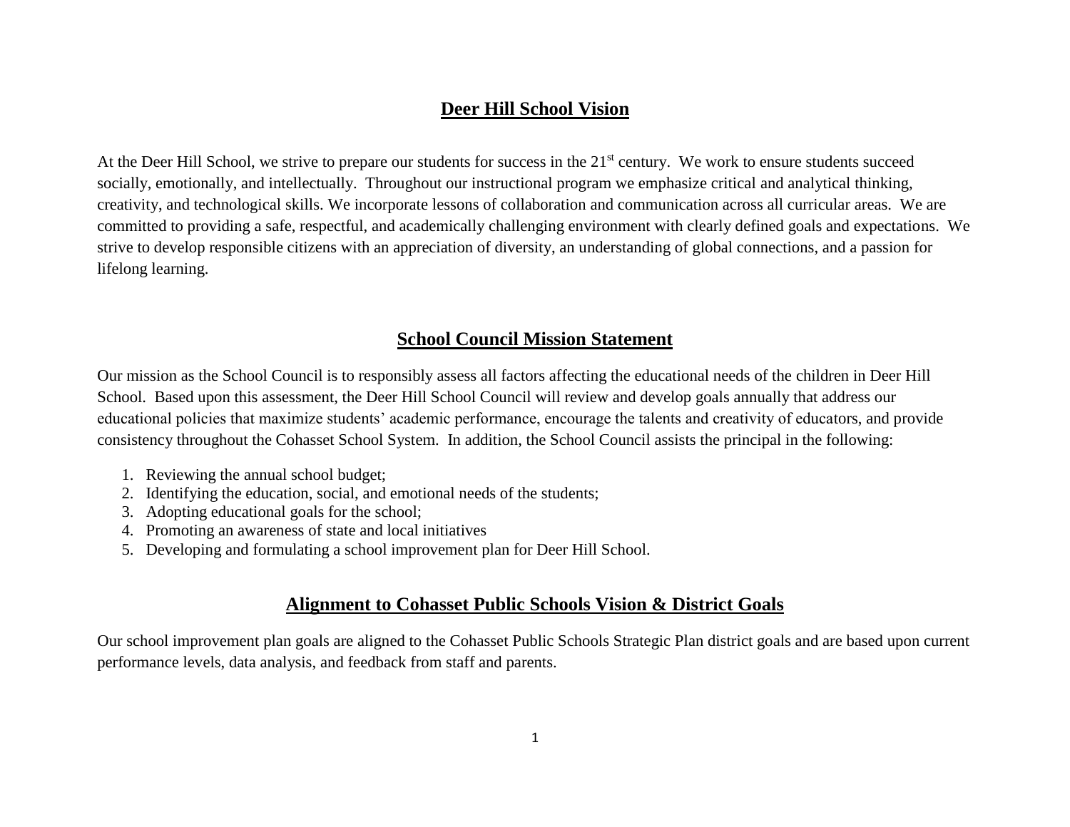## Deer Hill School Vision

At the Deer Hill School, we strive to prepare our students for success in the 21st century. We work to ensure students succeed socially, emotionally, and intellectually. Throughout our instructional program we emphasize critical and analytical thinking, creativity, and technological skills. We incorporate lessons of collaboration and communication across all curricular areas. We are committed to providing a safe, respectful, and academically challenging environment with clearly defined goals and expectations. We strive to develop responsible citizens with an appreciation of diversity, an understanding of global connections, and a passion for lifelong learning.

## School Council Mission Statement

Our mission as the School Council is to responsibly assess all factors affecting the educational needs of the children in Deer Hill School. Based upon this assessment, the Deer Hill School Council will review and develop goals annually that address our educational policies that maximize students' academic performance, encourage the talents and creativity of educators, and provide consistency throughout the Cohasset School System. In addition, the School Council assists the principal in the following:

1. Reviewing the annual school budget;
2. Identifying the education, social, and emotional needs of the students;
3. Adopting educational goals for the school;
4. Promoting an awareness of state and local initiatives
5. Developing and formulating a school improvement plan for Deer Hill School.

## Alignment to Cohasset Public Schools Vision & District Goals

Our school improvement plan goals are aligned to the Cohasset Public Schools Strategic Plan district goals and are based upon current performance levels, data analysis, and feedback from staff and parents.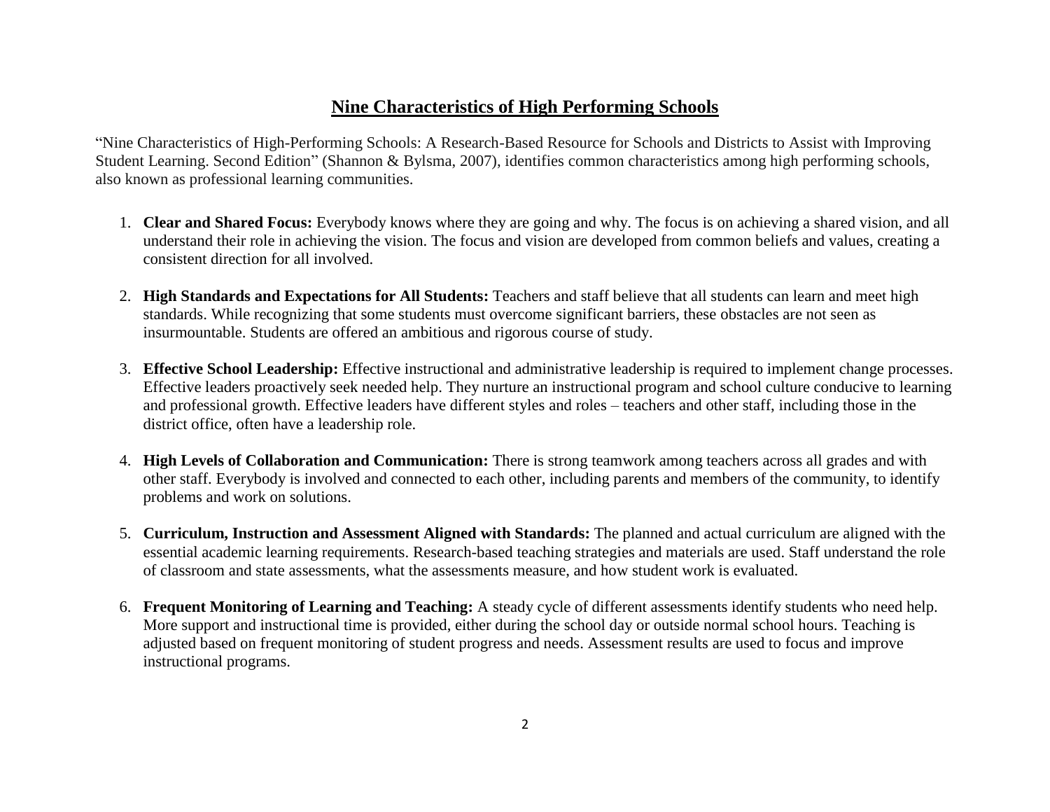# Nine Characteristics of High Performing Schools

"Nine Characteristics of High-Performing Schools: A Research-Based Resource for Schools and Districts to Assist with Improving Student Learning. Second Edition" (Shannon & Bylsma, 2007), identifies common characteristics among high performing schools, also known as professional learning communities.

1. **Clear and Shared Focus:** Everybody knows where they are going and why. The focus is on achieving a shared vision, and all understand their role in achieving the vision. The focus and vision are developed from common beliefs and values, creating a consistent direction for all involved.

2. **High Standards and Expectations for All Students:** Teachers and staff believe that all students can learn and meet high standards. While recognizing that some students must overcome significant barriers, these obstacles are not seen as insurmountable. Students are offered an ambitious and rigorous course of study.

3. **Effective School Leadership:** Effective instructional and administrative leadership is required to implement change processes. Effective leaders proactively seek needed help. They nurture an instructional program and school culture conducive to learning and professional growth. Effective leaders have different styles and roles – teachers and other staff, including those in the district office, often have a leadership role.

4. **High Levels of Collaboration and Communication:** There is strong teamwork among teachers across all grades and with other staff. Everybody is involved and connected to each other, including parents and members of the community, to identify problems and work on solutions.

5. **Curriculum, Instruction and Assessment Aligned with Standards:** The planned and actual curriculum are aligned with the essential academic learning requirements. Research-based teaching strategies and materials are used. Staff understand the role of classroom and state assessments, what the assessments measure, and how student work is evaluated.

6. **Frequent Monitoring of Learning and Teaching:** A steady cycle of different assessments identify students who need help. More support and instructional time is provided, either during the school day or outside normal school hours. Teaching is adjusted based on frequent monitoring of student progress and needs. Assessment results are used to focus and improve instructional programs.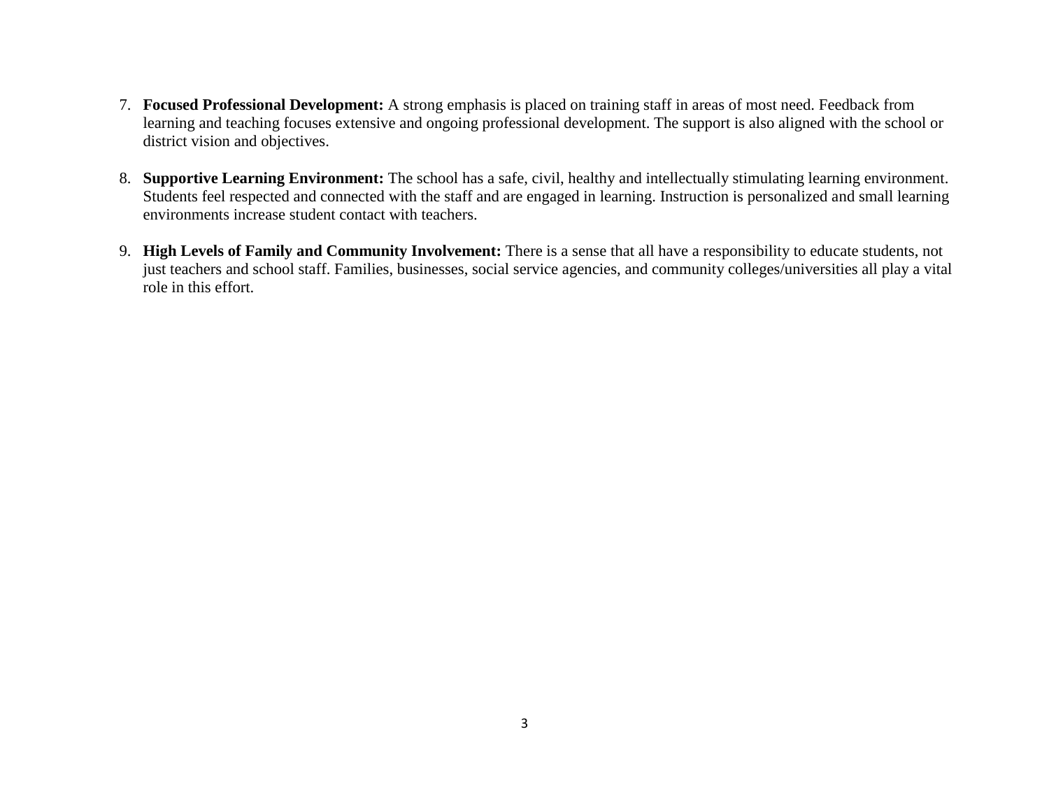7. **Focused Professional Development:** A strong emphasis is placed on training staff in areas of most need. Feedback from learning and teaching focuses extensive and ongoing professional development. The support is also aligned with the school or district vision and objectives.

8. **Supportive Learning Environment:** The school has a safe, civil, healthy and intellectually stimulating learning environment. Students feel respected and connected with the staff and are engaged in learning. Instruction is personalized and small learning environments increase student contact with teachers.

9. **High Levels of Family and Community Involvement:** There is a sense that all have a responsibility to educate students, not just teachers and school staff. Families, businesses, social service agencies, and community colleges/universities all play a vital role in this effort.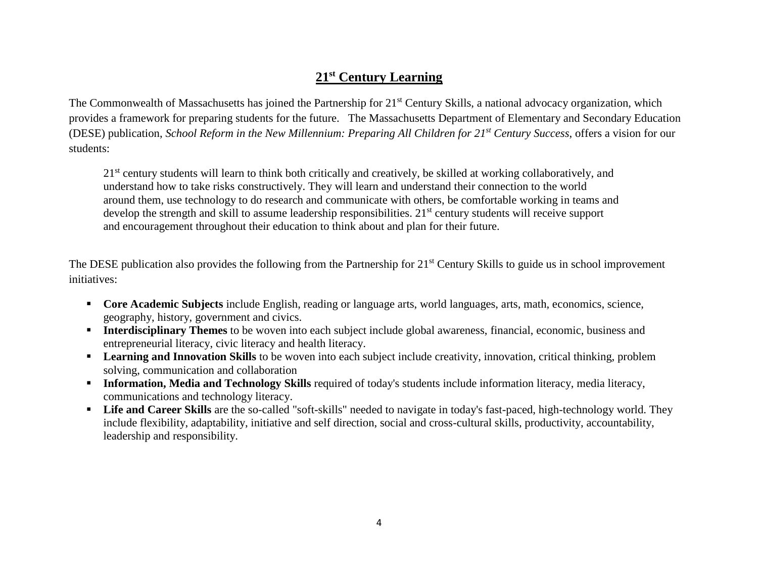## 21st Century Learning

The Commonwealth of Massachusetts has joined the Partnership for 21st Century Skills, a national advocacy organization, which provides a framework for preparing students for the future. The Massachusetts Department of Elementary and Secondary Education (DESE) publication, *School Reform in the New Millennium: Preparing All Children for 21st Century Success*, offers a vision for our students:

> 21st century students will learn to think both critically and creatively, be skilled at working collaboratively, and understand how to take risks constructively. They will learn and understand their connection to the world around them, use technology to do research and communicate with others, be comfortable working in teams and develop the strength and skill to assume leadership responsibilities. 21st century students will receive support and encouragement throughout their education to think about and plan for their future.

The DESE publication also provides the following from the Partnership for 21st Century Skills to guide us in school improvement initiatives:

- **Core Academic Subjects** include English, reading or language arts, world languages, arts, math, economics, science, geography, history, government and civics.
- **Interdisciplinary Themes** to be woven into each subject include global awareness, financial, economic, business and entrepreneurial literacy, civic literacy and health literacy.
- **Learning and Innovation Skills** to be woven into each subject include creativity, innovation, critical thinking, problem solving, communication and collaboration
- **Information, Media and Technology Skills** required of today's students include information literacy, media literacy, communications and technology literacy.
- **Life and Career Skills** are the so-called "soft-skills" needed to navigate in today's fast-paced, high-technology world. They include flexibility, adaptability, initiative and self direction, social and cross-cultural skills, productivity, accountability, leadership and responsibility.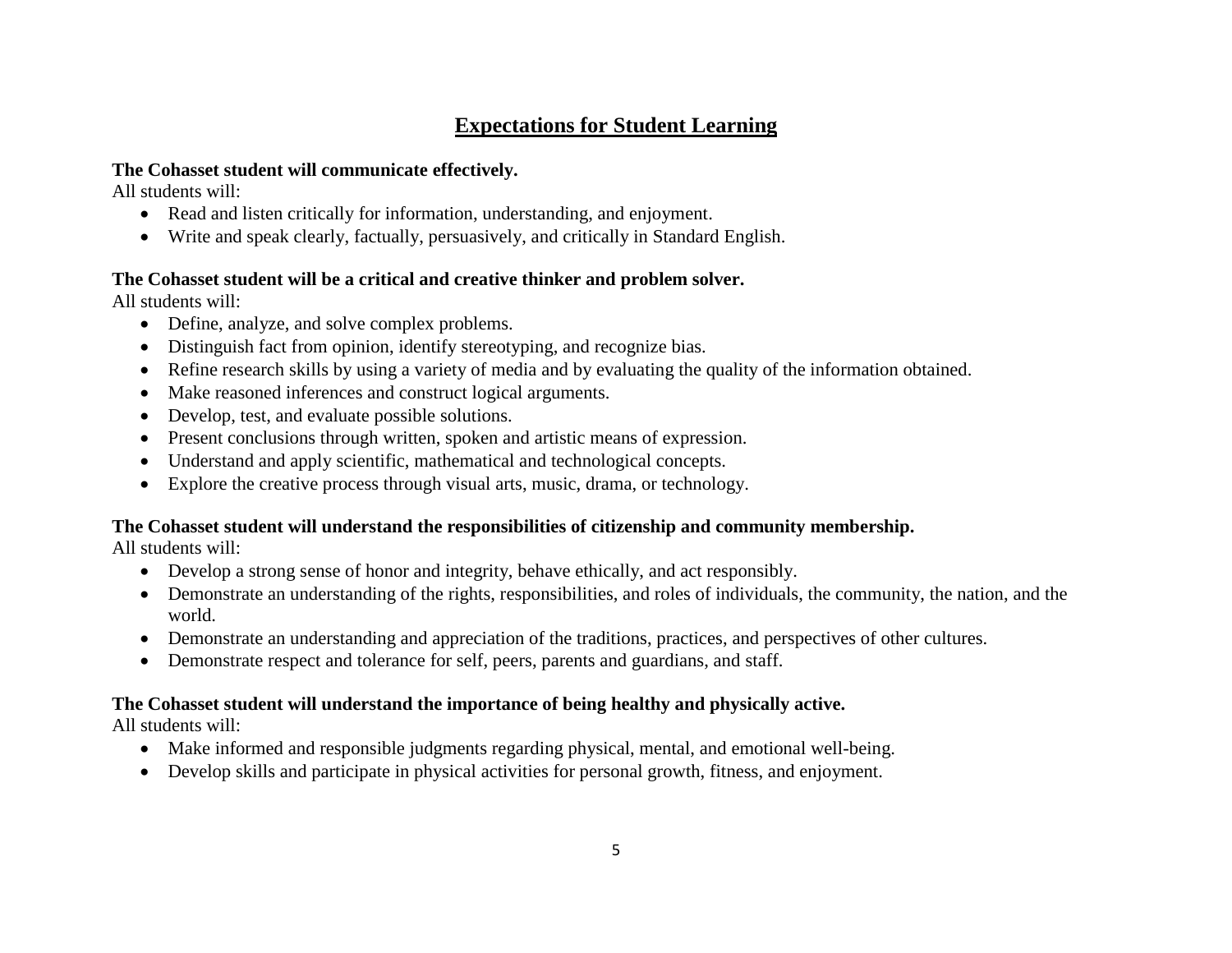# Expectations for Student Learning

**The Cohasset student will communicate effectively.**

All students will:

- Read and listen critically for information, understanding, and enjoyment.
- Write and speak clearly, factually, persuasively, and critically in Standard English.

**The Cohasset student will be a critical and creative thinker and problem solver.**

All students will:

- Define, analyze, and solve complex problems.
- Distinguish fact from opinion, identify stereotyping, and recognize bias.
- Refine research skills by using a variety of media and by evaluating the quality of the information obtained.
- Make reasoned inferences and construct logical arguments.
- Develop, test, and evaluate possible solutions.
- Present conclusions through written, spoken and artistic means of expression.
- Understand and apply scientific, mathematical and technological concepts.
- Explore the creative process through visual arts, music, drama, or technology.

**The Cohasset student will understand the responsibilities of citizenship and community membership.**

All students will:

- Develop a strong sense of honor and integrity, behave ethically, and act responsibly.
- Demonstrate an understanding of the rights, responsibilities, and roles of individuals, the community, the nation, and the world.
- Demonstrate an understanding and appreciation of the traditions, practices, and perspectives of other cultures.
- Demonstrate respect and tolerance for self, peers, parents and guardians, and staff.

**The Cohasset student will understand the importance of being healthy and physically active.**

All students will:

- Make informed and responsible judgments regarding physical, mental, and emotional well-being.
- Develop skills and participate in physical activities for personal growth, fitness, and enjoyment.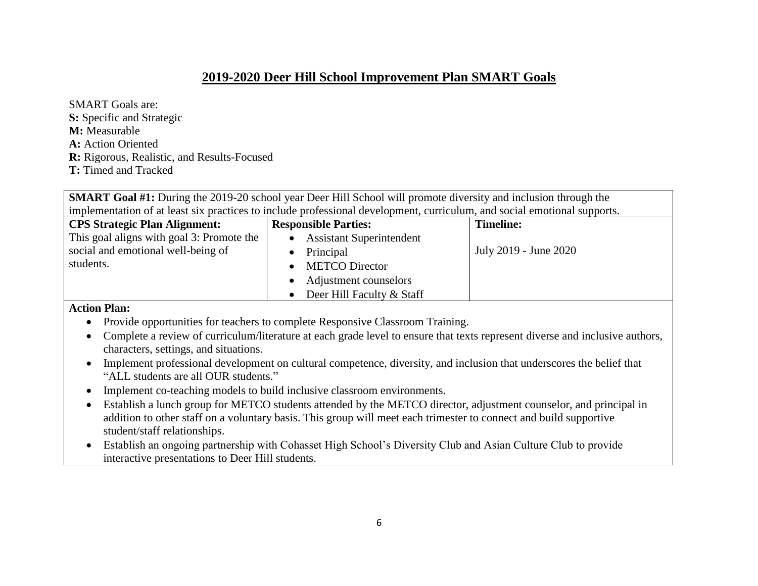# 2019-2020 Deer Hill School Improvement Plan SMART Goals

SMART Goals are:
**S:** Specific and Strategic
**M:** Measurable
**A:** Action Oriented
**R:** Rigorous, Realistic, and Results-Focused
**T:** Timed and Tracked

| | | |
|---|---|---|
| **SMART Goal #1:** During the 2019-20 school year Deer Hill School will promote diversity and inclusion through the implementation of at least six practices to include professional development, curriculum, and social emotional supports. | | |
| **CPS Strategic Plan Alignment:** This goal aligns with goal 3: Promote the social and emotional well-being of students. | **Responsible Parties:** <br>• Assistant Superintendent <br>• Principal <br>• METCO Director <br>• Adjustment counselors <br>• Deer Hill Faculty & Staff | **Timeline:** <br><br>July 2019 - June 2020 |
| **Action Plan:** <br>• Provide opportunities for teachers to complete Responsive Classroom Training. <br>• Complete a review of curriculum/literature at each grade level to ensure that texts represent diverse and inclusive authors, characters, settings, and situations. <br>• Implement professional development on cultural competence, diversity, and inclusion that underscores the belief that "ALL students are all OUR students." <br>• Implement co-teaching models to build inclusive classroom environments. <br>• Establish a lunch group for METCO students attended by the METCO director, adjustment counselor, and principal in addition to other staff on a voluntary basis. This group will meet each trimester to connect and build supportive student/staff relationships. <br>• Establish an ongoing partnership with Cohasset High School's Diversity Club and Asian Culture Club to provide interactive presentations to Deer Hill students. | | |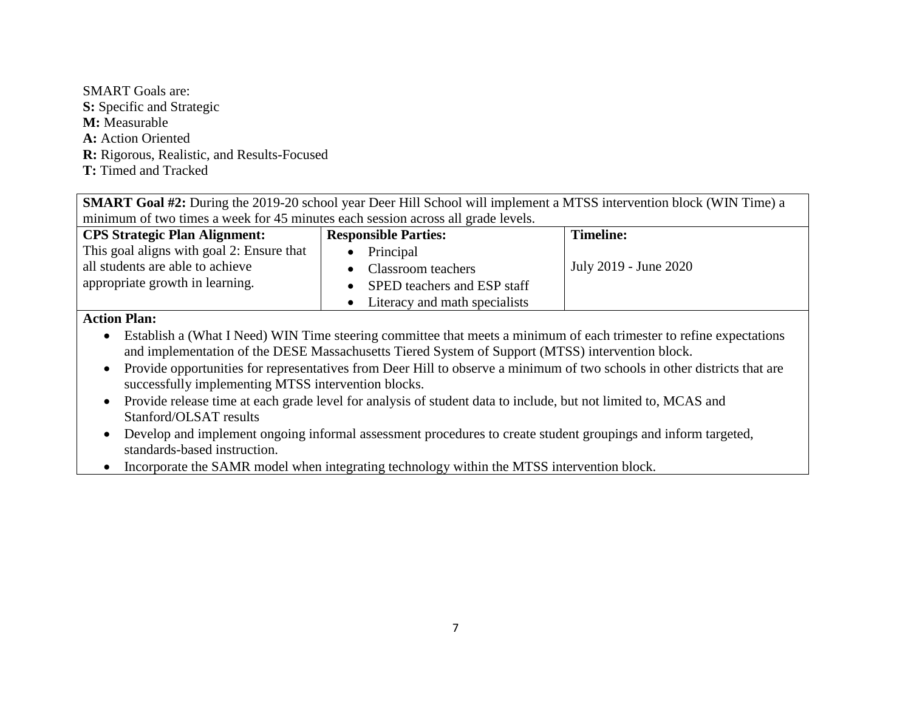SMART Goals are:
**S:** Specific and Strategic
**M:** Measurable
**A:** Action Oriented
**R:** Rigorous, Realistic, and Results-Focused
**T:** Timed and Tracked

**SMART Goal #2:** During the 2019-20 school year Deer Hill School will implement a MTSS intervention block (WIN Time) a minimum of two times a week for 45 minutes each session across all grade levels.

| **CPS Strategic Plan Alignment:** | **Responsible Parties:** | **Timeline:** |
|---|---|---|
| This goal aligns with goal 2: Ensure that all students are able to achieve appropriate growth in learning. | • Principal<br>• Classroom teachers<br>• SPED teachers and ESP staff<br>• Literacy and math specialists | July 2019 - June 2020 |

**Action Plan:**

- Establish a (What I Need) WIN Time steering committee that meets a minimum of each trimester to refine expectations and implementation of the DESE Massachusetts Tiered System of Support (MTSS) intervention block.
- Provide opportunities for representatives from Deer Hill to observe a minimum of two schools in other districts that are successfully implementing MTSS intervention blocks.
- Provide release time at each grade level for analysis of student data to include, but not limited to, MCAS and Stanford/OLSAT results
- Develop and implement ongoing informal assessment procedures to create student groupings and inform targeted, standards-based instruction.
- Incorporate the SAMR model when integrating technology within the MTSS intervention block.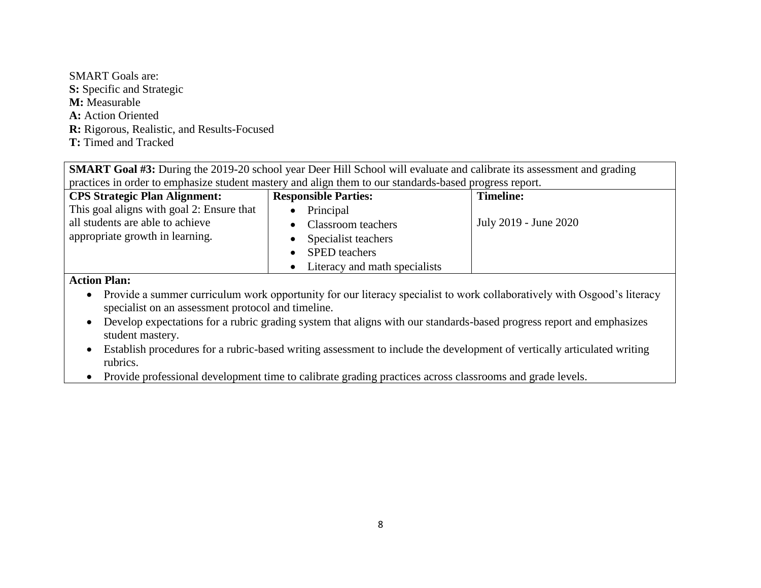SMART Goals are:
**S:** Specific and Strategic
**M:** Measurable
**A:** Action Oriented
**R:** Rigorous, Realistic, and Results-Focused
**T:** Timed and Tracked

**SMART Goal #3:** During the 2019-20 school year Deer Hill School will evaluate and calibrate its assessment and grading practices in order to emphasize student mastery and align them to our standards-based progress report.

| **CPS Strategic Plan Alignment:** | **Responsible Parties:** | **Timeline:** |
|---|---|---|
| This goal aligns with goal 2: Ensure that all students are able to achieve appropriate growth in learning. | • Principal<br>• Classroom teachers<br>• Specialist teachers<br>• SPED teachers<br>• Literacy and math specialists | July 2019 - June 2020 |

**Action Plan:**

- Provide a summer curriculum work opportunity for our literacy specialist to work collaboratively with Osgood's literacy specialist on an assessment protocol and timeline.
- Develop expectations for a rubric grading system that aligns with our standards-based progress report and emphasizes student mastery.
- Establish procedures for a rubric-based writing assessment to include the development of vertically articulated writing rubrics.
- Provide professional development time to calibrate grading practices across classrooms and grade levels.